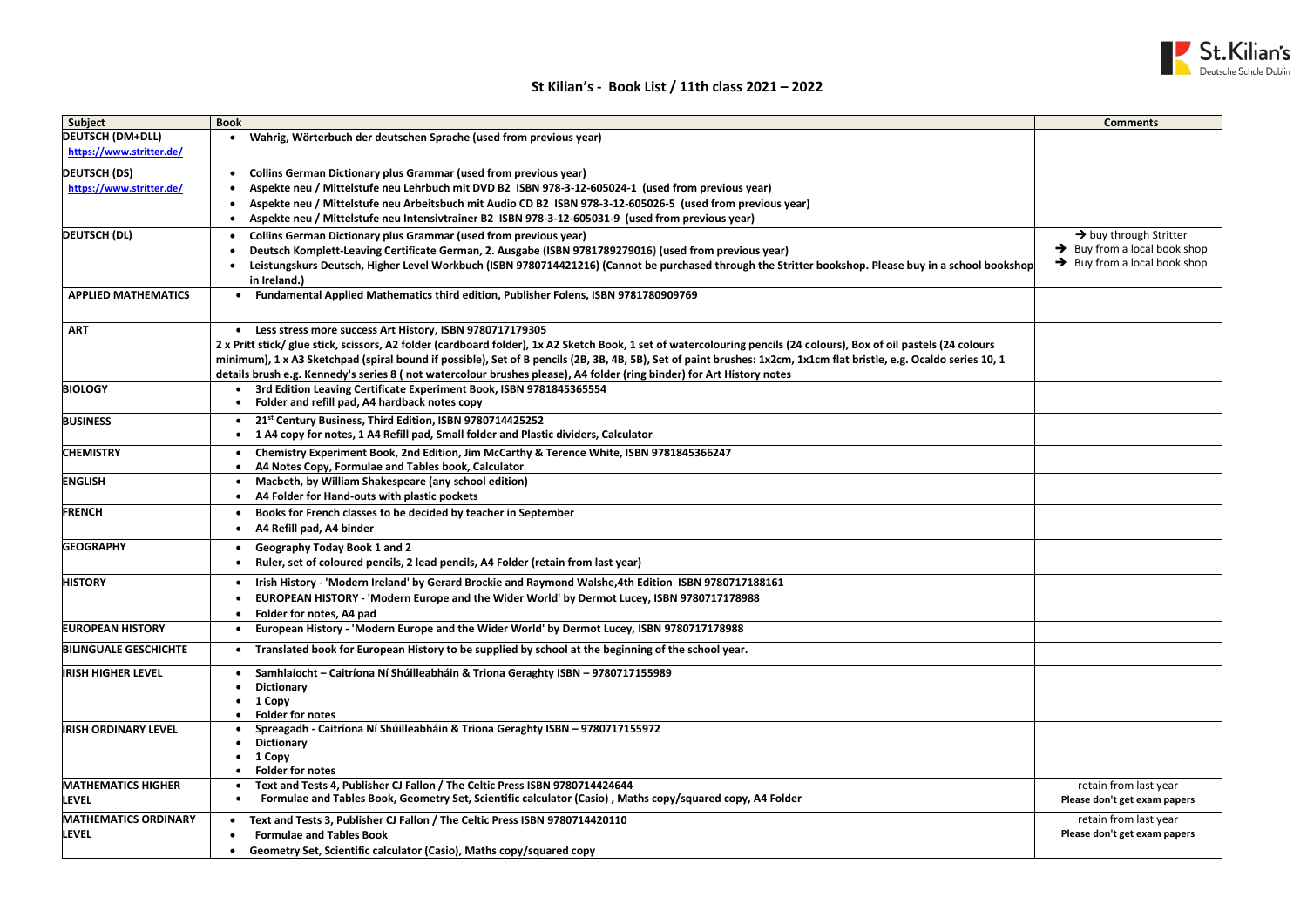# St Kilian's - Book List / 11th class 2021 – 2022

| Subject | Book | Comments |
|---|---|---|
| **DEUTSCH (DM+DLL)** https://www.stritter.de/ | • **Wahrig, Wörterbuch der deutschen Sprache (used from previous year)** | |
| **DEUTSCH (DS)** https://www.stritter.de/ | • **Collins German Dictionary plus Grammar (used from previous year)** <br> • **Aspekte neu / Mittelstufe neu Lehrbuch mit DVD B2 ISBN 978-3-12-605024-1 (used from previous year)** <br> • **Aspekte neu / Mittelstufe neu Arbeitsbuch mit Audio CD B2 ISBN 978-3-12-605026-5 (used from previous year)** <br> • **Aspekte neu / Mittelstufe neu Intensivtrainer B2 ISBN 978-3-12-605031-9 (used from previous year)** | |
| **DEUTSCH (DL)** | • **Collins German Dictionary plus Grammar (used from previous year)** <br> • **Deutsch Komplett-Leaving Certificate German, 2. Ausgabe (ISBN 9781789279016) (used from previous year)** <br> • **Leistungskurs Deutsch, Higher Level Workbuch (ISBN 9780714421216) (Cannot be purchased through the Stritter bookshop. Please buy in a school bookshop in Ireland.)** | → buy through Stritter <br> → Buy from a local book shop <br> → Buy from a local book shop |
| **APPLIED MATHEMATICS** | • **Fundamental Applied Mathematics third edition, Publisher Folens, ISBN 9781780909769** | |
| **ART** | • **Less stress more success Art History, ISBN 9780717179305** <br> **2 x Pritt stick/ glue stick, scissors, A2 folder (cardboard folder), 1x A2 Sketch Book, 1 set of watercolouring pencils (24 colours), Box of oil pastels (24 colours minimum), 1 x A3 Sketchpad (spiral bound if possible), Set of B pencils (2B, 3B, 4B, 5B), Set of paint brushes: 1x2cm, 1x1cm flat bristle, e.g. Ocaldo series 10, 1 details brush e.g. Kennedy's series 8 ( not watercolour brushes please), A4 folder (ring binder) for Art History notes** | |
| **BIOLOGY** | • **3rd Edition Leaving Certificate Experiment Book, ISBN 9781845365554** <br> • **Folder and refill pad, A4 hardback notes copy** | |
| **BUSINESS** | • **21st Century Business, Third Edition, ISBN 9780714425252** <br> • **1 A4 copy for notes, 1 A4 Refill pad, Small folder and Plastic dividers, Calculator** | |
| **CHEMISTRY** | • **Chemistry Experiment Book, 2nd Edition, Jim McCarthy & Terence White, ISBN 9781845366247** <br> • **A4 Notes Copy, Formulae and Tables book, Calculator** | |
| **ENGLISH** | • **Macbeth, by William Shakespeare (any school edition)** <br> • **A4 Folder for Hand-outs with plastic pockets** | |
| **FRENCH** | • **Books for French classes to be decided by teacher in September** <br> • **A4 Refill pad, A4 binder** | |
| **GEOGRAPHY** | • **Geography Today Book 1 and 2** <br> • **Ruler, set of coloured pencils, 2 lead pencils, A4 Folder (retain from last year)** | |
| **HISTORY** | • **Irish History - 'Modern Ireland' by Gerard Brockie and Raymond Walshe,4th Edition ISBN 9780717188161** <br> • **EUROPEAN HISTORY - 'Modern Europe and the Wider World' by Dermot Lucey, ISBN 9780717178988** <br> • **Folder for notes, A4 pad** | |
| **EUROPEAN HISTORY** | • **European History - 'Modern Europe and the Wider World' by Dermot Lucey, ISBN 9780717178988** | |
| **BILINGUALE GESCHICHTE** | • **Translated book for European History to be supplied by school at the beginning of the school year.** | |
| **IRISH HIGHER LEVEL** | • **Samhlaíocht – Caitríona Ní Shúilleabháin & Triona Geraghty ISBN – 9780717155989** <br> • **Dictionary** <br> • **1 Copy** <br> • **Folder for notes** | |
| **IRISH ORDINARY LEVEL** | • **Spreagadh - Caitríona Ní Shúilleabháin & Triona Geraghty ISBN – 9780717155972** <br> • **Dictionary** <br> • **1 Copy** <br> • **Folder for notes** | |
| **MATHEMATICS HIGHER LEVEL** | • **Text and Tests 4, Publisher CJ Fallon / The Celtic Press ISBN 9780714424644** <br> • **Formulae and Tables Book, Geometry Set, Scientific calculator (Casio) , Maths copy/squared copy, A4 Folder** | retain from last year <br> **Please don't get exam papers** |
| **MATHEMATICS ORDINARY LEVEL** | • **Text and Tests 3, Publisher CJ Fallon / The Celtic Press ISBN 9780714420110** <br> • **Formulae and Tables Book** <br> • **Geometry Set, Scientific calculator (Casio), Maths copy/squared copy** | retain from last year <br> **Please don't get exam papers** |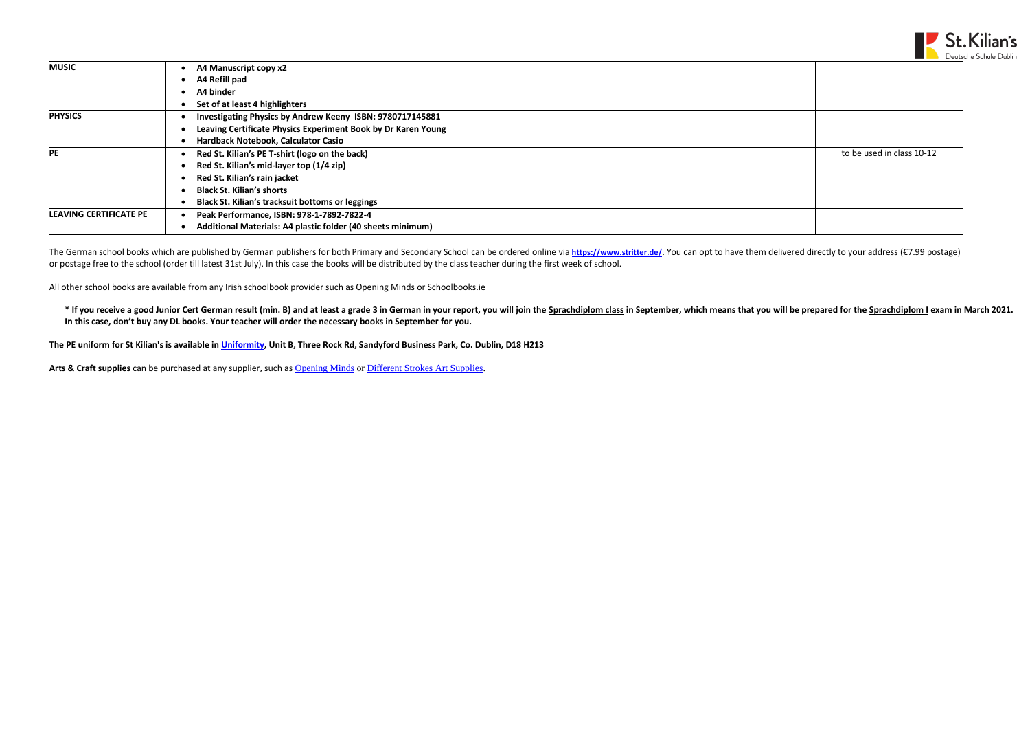| | | |
|---|---|---|
| **MUSIC** | • **A4 Manuscript copy x2**<br>• **A4 Refill pad**<br>• **A4 binder**<br>• **Set of at least 4 highlighters** | |
| **PHYSICS** | • **Investigating Physics by Andrew Keeny ISBN: 9780717145881**<br>• **Leaving Certificate Physics Experiment Book by Dr Karen Young**<br>• **Hardback Notebook, Calculator Casio** | |
| **PE** | • **Red St. Kilian's PE T-shirt (logo on the back)**<br>• **Red St. Kilian's mid-layer top (1/4 zip)**<br>• **Red St. Kilian's rain jacket**<br>• **Black St. Kilian's shorts**<br>• **Black St. Kilian's tracksuit bottoms or leggings** | to be used in class 10-12 |
| **LEAVING CERTIFICATE PE** | • **Peak Performance, ISBN: 978-1-7892-7822-4**<br>• **Additional Materials: A4 plastic folder (40 sheets minimum)** | |

The German school books which are published by German publishers for both Primary and Secondary School can be ordered online via **https://www.stritter.de/**. You can opt to have them delivered directly to your address (€7.99 postage) or postage free to the school (order till latest 31st July). In this case the books will be distributed by the class teacher during the first week of school.

All other school books are available from any Irish schoolbook provider such as Opening Minds or Schoolbooks.ie

**\* If you receive a good Junior Cert German result (min. B) and at least a grade 3 in German in your report, you will join the Sprachdiplom class in September, which means that you will be prepared for the Sprachdiplom I exam in March 2021. In this case, don't buy any DL books. Your teacher will order the necessary books in September for you.**

**The PE uniform for St Kilian's is available in Uniformity, Unit B, Three Rock Rd, Sandyford Business Park, Co. Dublin, D18 H213**

**Arts & Craft supplies** can be purchased at any supplier, such as Opening Minds or Different Strokes Art Supplies.